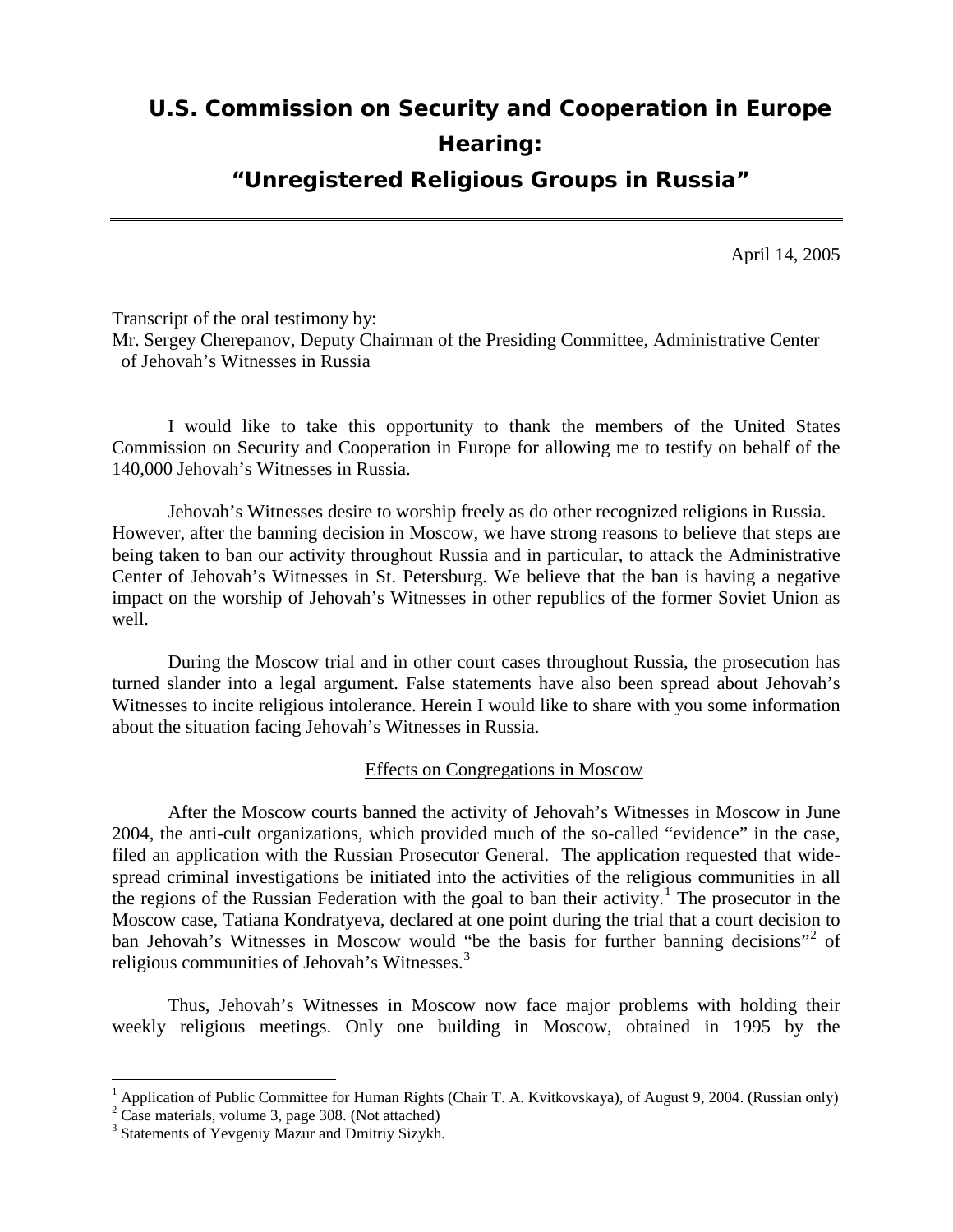# U.S. Commission on Security and Cooperation in Europe Hearing:

## "Unregistered Religious Groups in Russia"

April 14, 2005

Transcript of the oral testimony by:
Mr. Sergey Cherepanov, Deputy Chairman of the Presiding Committee, Administrative Center of Jehovah's Witnesses in Russia

I would like to take this opportunity to thank the members of the United States Commission on Security and Cooperation in Europe for allowing me to testify on behalf of the 140,000 Jehovah's Witnesses in Russia.

Jehovah's Witnesses desire to worship freely as do other recognized religions in Russia. However, after the banning decision in Moscow, we have strong reasons to believe that steps are being taken to ban our activity throughout Russia and in particular, to attack the Administrative Center of Jehovah's Witnesses in St. Petersburg. We believe that the ban is having a negative impact on the worship of Jehovah's Witnesses in other republics of the former Soviet Union as well.

During the Moscow trial and in other court cases throughout Russia, the prosecution has turned slander into a legal argument. False statements have also been spread about Jehovah's Witnesses to incite religious intolerance. Herein I would like to share with you some information about the situation facing Jehovah's Witnesses in Russia.

### Effects on Congregations in Moscow

After the Moscow courts banned the activity of Jehovah's Witnesses in Moscow in June 2004, the anti-cult organizations, which provided much of the so-called "evidence" in the case, filed an application with the Russian Prosecutor General. The application requested that wide-spread criminal investigations be initiated into the activities of the religious communities in all the regions of the Russian Federation with the goal to ban their activity.[1] The prosecutor in the Moscow case, Tatiana Kondratyeva, declared at one point during the trial that a court decision to ban Jehovah's Witnesses in Moscow would "be the basis for further banning decisions"[2] of religious communities of Jehovah's Witnesses.[3]

Thus, Jehovah's Witnesses in Moscow now face major problems with holding their weekly religious meetings. Only one building in Moscow, obtained in 1995 by the

---

[1] Application of Public Committee for Human Rights (Chair T. A. Kvitkovskaya), of August 9, 2004. (Russian only)

[2] Case materials, volume 3, page 308. (Not attached)

[3] Statements of Yevgeniy Mazur and Dmitriy Sizykh.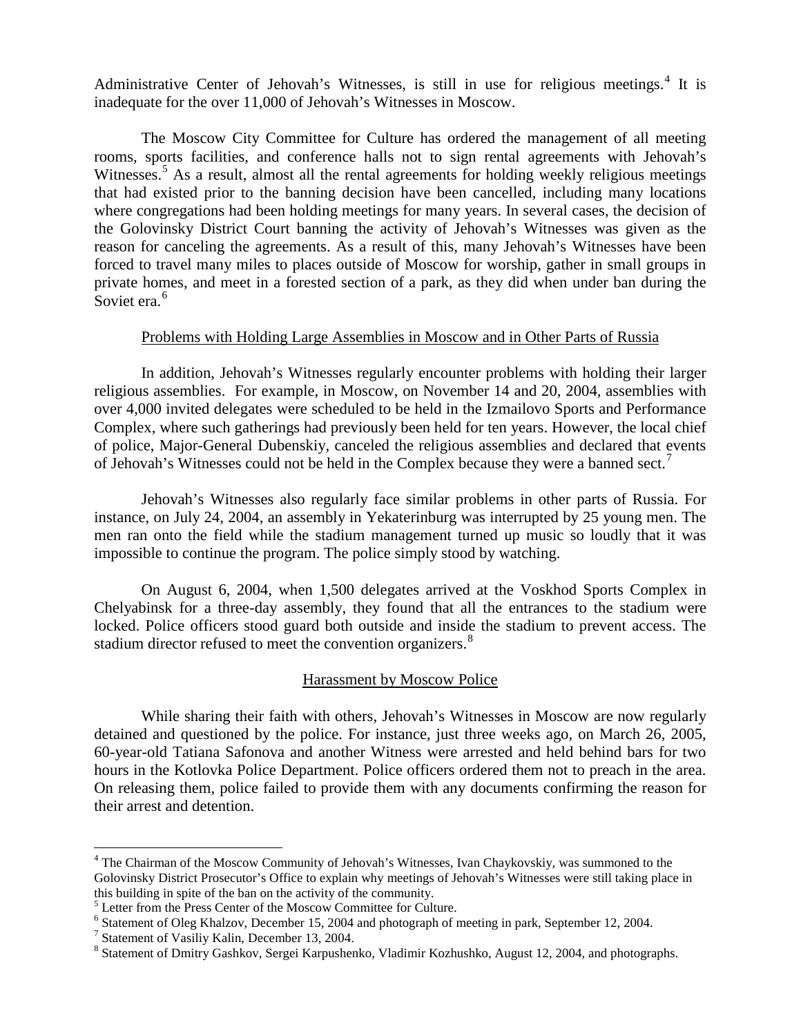Administrative Center of Jehovah's Witnesses, is still in use for religious meetings.[4] It is inadequate for the over 11,000 of Jehovah's Witnesses in Moscow.

The Moscow City Committee for Culture has ordered the management of all meeting rooms, sports facilities, and conference halls not to sign rental agreements with Jehovah's Witnesses.[5] As a result, almost all the rental agreements for holding weekly religious meetings that had existed prior to the banning decision have been cancelled, including many locations where congregations had been holding meetings for many years. In several cases, the decision of the Golovinsky District Court banning the activity of Jehovah's Witnesses was given as the reason for canceling the agreements. As a result of this, many Jehovah's Witnesses have been forced to travel many miles to places outside of Moscow for worship, gather in small groups in private homes, and meet in a forested section of a park, as they did when under ban during the Soviet era.[6]

<u>Problems with Holding Large Assemblies in Moscow and in Other Parts of Russia</u>

In addition, Jehovah's Witnesses regularly encounter problems with holding their larger religious assemblies. For example, in Moscow, on November 14 and 20, 2004, assemblies with over 4,000 invited delegates were scheduled to be held in the Izmailovo Sports and Performance Complex, where such gatherings had previously been held for ten years. However, the local chief of police, Major-General Dubenskiy, canceled the religious assemblies and declared that events of Jehovah's Witnesses could not be held in the Complex because they were a banned sect.[7]

Jehovah's Witnesses also regularly face similar problems in other parts of Russia. For instance, on July 24, 2004, an assembly in Yekaterinburg was interrupted by 25 young men. The men ran onto the field while the stadium management turned up music so loudly that it was impossible to continue the program. The police simply stood by watching.

On August 6, 2004, when 1,500 delegates arrived at the Voskhod Sports Complex in Chelyabinsk for a three-day assembly, they found that all the entrances to the stadium were locked. Police officers stood guard both outside and inside the stadium to prevent access. The stadium director refused to meet the convention organizers.[8]

<u>Harassment by Moscow Police</u>

While sharing their faith with others, Jehovah's Witnesses in Moscow are now regularly detained and questioned by the police. For instance, just three weeks ago, on March 26, 2005, 60-year-old Tatiana Safonova and another Witness were arrested and held behind bars for two hours in the Kotlovka Police Department. Police officers ordered them not to preach in the area. On releasing them, police failed to provide them with any documents confirming the reason for their arrest and detention.

---

[4] The Chairman of the Moscow Community of Jehovah's Witnesses, Ivan Chaykovskiy, was summoned to the Golovinsky District Prosecutor's Office to explain why meetings of Jehovah's Witnesses were still taking place in this building in spite of the ban on the activity of the community.

[5] Letter from the Press Center of the Moscow Committee for Culture.

[6] Statement of Oleg Khalzov, December 15, 2004 and photograph of meeting in park, September 12, 2004.

[7] Statement of Vasiliy Kalin, December 13, 2004.

[8] Statement of Dmitry Gashkov, Sergei Karpushenko, Vladimir Kozhushko, August 12, 2004, and photographs.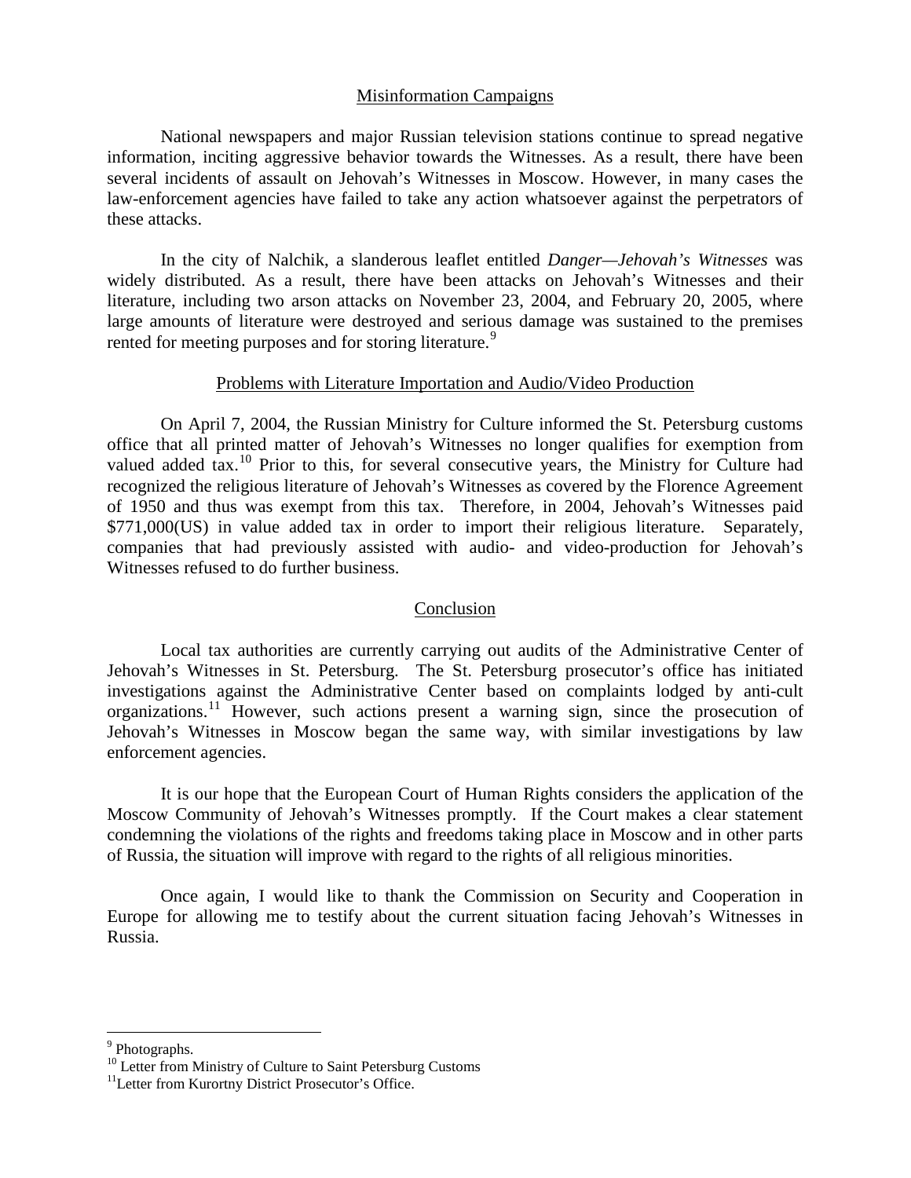## Misinformation Campaigns

National newspapers and major Russian television stations continue to spread negative information, inciting aggressive behavior towards the Witnesses. As a result, there have been several incidents of assault on Jehovah's Witnesses in Moscow. However, in many cases the law-enforcement agencies have failed to take any action whatsoever against the perpetrators of these attacks.

In the city of Nalchik, a slanderous leaflet entitled *Danger—Jehovah's Witnesses* was widely distributed. As a result, there have been attacks on Jehovah's Witnesses and their literature, including two arson attacks on November 23, 2004, and February 20, 2005, where large amounts of literature were destroyed and serious damage was sustained to the premises rented for meeting purposes and for storing literature.[9]

## Problems with Literature Importation and Audio/Video Production

On April 7, 2004, the Russian Ministry for Culture informed the St. Petersburg customs office that all printed matter of Jehovah's Witnesses no longer qualifies for exemption from valued added tax.[10] Prior to this, for several consecutive years, the Ministry for Culture had recognized the religious literature of Jehovah's Witnesses as covered by the Florence Agreement of 1950 and thus was exempt from this tax. Therefore, in 2004, Jehovah's Witnesses paid \$771,000(US) in value added tax in order to import their religious literature. Separately, companies that had previously assisted with audio- and video-production for Jehovah's Witnesses refused to do further business.

## Conclusion

Local tax authorities are currently carrying out audits of the Administrative Center of Jehovah's Witnesses in St. Petersburg. The St. Petersburg prosecutor's office has initiated investigations against the Administrative Center based on complaints lodged by anti-cult organizations.[11] However, such actions present a warning sign, since the prosecution of Jehovah's Witnesses in Moscow began the same way, with similar investigations by law enforcement agencies.

It is our hope that the European Court of Human Rights considers the application of the Moscow Community of Jehovah's Witnesses promptly. If the Court makes a clear statement condemning the violations of the rights and freedoms taking place in Moscow and in other parts of Russia, the situation will improve with regard to the rights of all religious minorities.

Once again, I would like to thank the Commission on Security and Cooperation in Europe for allowing me to testify about the current situation facing Jehovah's Witnesses in Russia.

---

[9] Photographs.

[10] Letter from Ministry of Culture to Saint Petersburg Customs

[11] Letter from Kurortny District Prosecutor's Office.